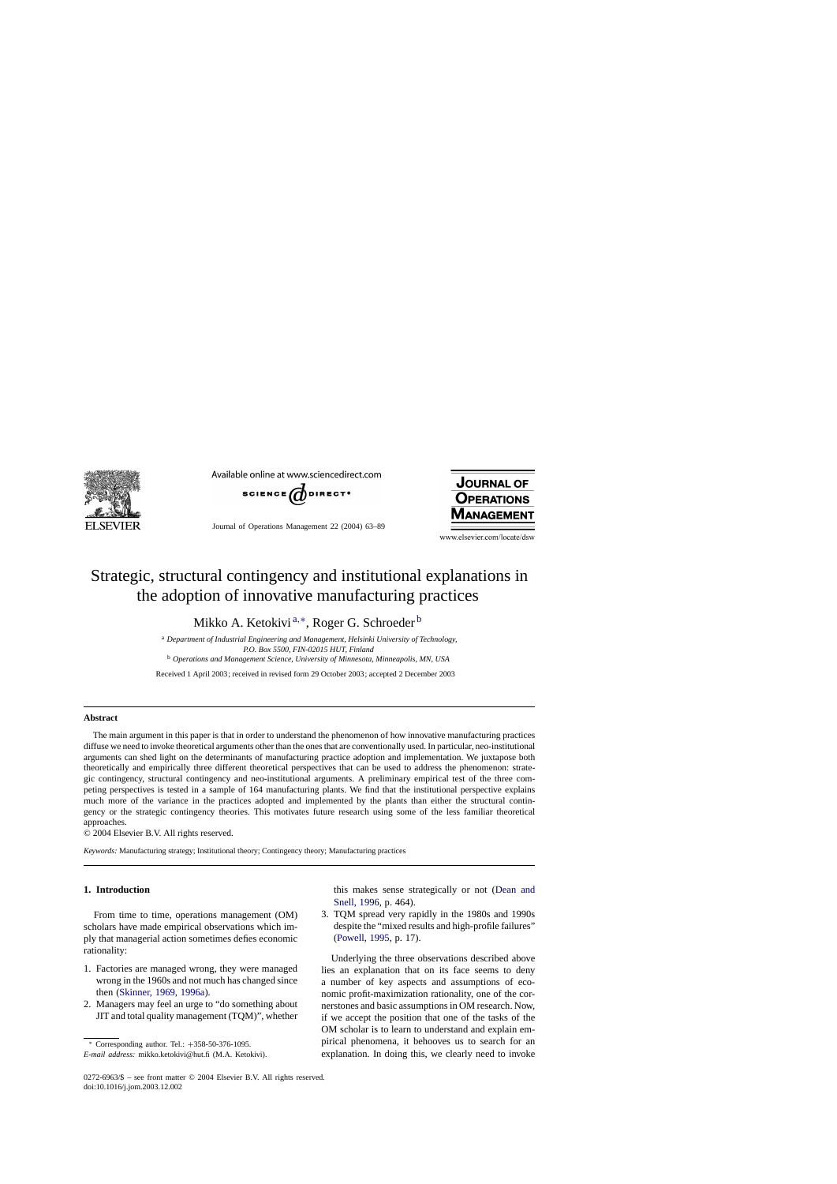# Strategic, structural contingency and institutional explanations in the adoption of innovative manufacturing practices

Mikko A. Ketokivi[a,*], Roger G. Schroeder[b]

[a] *Department of Industrial Engineering and Management, Helsinki University of Technology, P.O. Box 5500, FIN-02015 HUT, Finland*

[b] *Operations and Management Science, University of Minnesota, Minneapolis, MN, USA*

Received 1 April 2003; received in revised form 29 October 2003; accepted 2 December 2003

## Abstract

The main argument in this paper is that in order to understand the phenomenon of how innovative manufacturing practices diffuse we need to invoke theoretical arguments other than the ones that are conventionally used. In particular, neo-institutional arguments can shed light on the determinants of manufacturing practice adoption and implementation. We juxtapose both theoretically and empirically three different theoretical perspectives that can be used to address the phenomenon: strategic contingency, structural contingency and neo-institutional arguments. A preliminary empirical test of the three competing perspectives is tested in a sample of 164 manufacturing plants. We find that the institutional perspective explains much more of the variance in the practices adopted and implemented by the plants than either the structural contingency or the strategic contingency theories. This motivates future research using some of the less familiar theoretical approaches.

© 2004 Elsevier B.V. All rights reserved.

*Keywords:* Manufacturing strategy; Institutional theory; Contingency theory; Manufacturing practices

## 1. Introduction

From time to time, operations management (OM) scholars have made empirical observations which imply that managerial action sometimes defies economic rationality:

1. Factories are managed wrong, they were managed wrong in the 1960s and not much has changed since then (Skinner, 1969, 1996a).
2. Managers may feel an urge to "do something about JIT and total quality management (TQM)", whether this makes sense strategically or not (Dean and Snell, 1996, p. 464).
3. TQM spread very rapidly in the 1980s and 1990s despite the "mixed results and high-profile failures" (Powell, 1995, p. 17).

Underlying the three observations described above lies an explanation that on its face seems to deny a number of key aspects and assumptions of economic profit-maximization rationality, one of the cornerstones and basic assumptions in OM research. Now, if we accept the position that one of the tasks of the OM scholar is to learn to understand and explain empirical phenomena, it behooves us to search for an explanation. In doing this, we clearly need to invoke

* Corresponding author. Tel.: +358-50-376-1095.
*E-mail address:* mikko.ketokivi@hut.fi (M.A. Ketokivi).

0272-6963/$ – see front matter © 2004 Elsevier B.V. All rights reserved.
doi:10.1016/j.jom.2003.12.002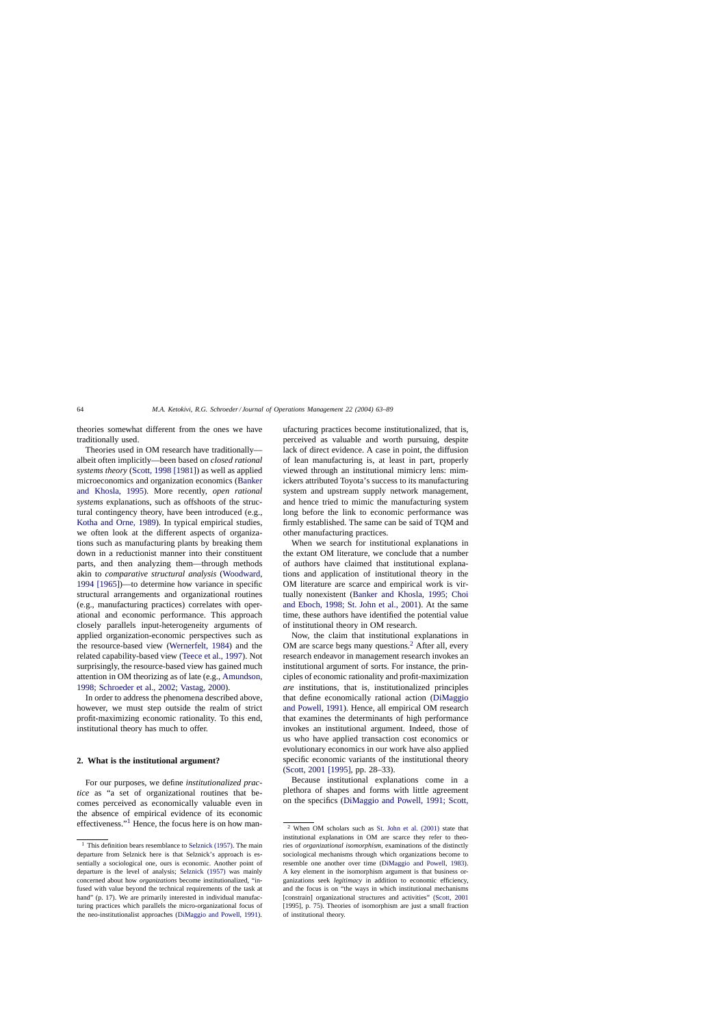theories somewhat different from the ones we have traditionally used.

Theories used in OM research have traditionally—albeit often implicitly—been based on *closed rational systems theory* (Scott, 1998 [1981]) as well as applied microeconomics and organization economics (Banker and Khosla, 1995). More recently, *open rational systems* explanations, such as offshoots of the structural contingency theory, have been introduced (e.g., Kotha and Orne, 1989). In typical empirical studies, we often look at the different aspects of organizations such as manufacturing plants by breaking them down in a reductionist manner into their constituent parts, and then analyzing them—through methods akin to *comparative structural analysis* (Woodward, 1994 [1965])—to determine how variance in specific structural arrangements and organizational routines (e.g., manufacturing practices) correlates with operational and economic performance. This approach closely parallels input-heterogeneity arguments of applied organization-economic perspectives such as the resource-based view (Wernerfelt, 1984) and the related capability-based view (Teece et al., 1997). Not surprisingly, the resource-based view has gained much attention in OM theorizing as of late (e.g., Amundson, 1998; Schroeder et al., 2002; Vastag, 2000).

In order to address the phenomena described above, however, we must step outside the realm of strict profit-maximizing economic rationality. To this end, institutional theory has much to offer.

## 2. What is the institutional argument?

For our purposes, we define *institutionalized practice* as "a set of organizational routines that becomes perceived as economically valuable even in the absence of empirical evidence of its economic effectiveness."[1] Hence, the focus here is on how manufacturing practices become institutionalized, that is, perceived as valuable and worth pursuing, despite lack of direct evidence. A case in point, the diffusion of lean manufacturing is, at least in part, properly viewed through an institutional mimicry lens: mimickers attributed Toyota's success to its manufacturing system and upstream supply network management, and hence tried to mimic the manufacturing system long before the link to economic performance was firmly established. The same can be said of TQM and other manufacturing practices.

When we search for institutional explanations in the extant OM literature, we conclude that a number of authors have claimed that institutional explanations and application of institutional theory in the OM literature are scarce and empirical work is virtually nonexistent (Banker and Khosla, 1995; Choi and Eboch, 1998; St. John et al., 2001). At the same time, these authors have identified the potential value of institutional theory in OM research.

Now, the claim that institutional explanations in OM are scarce begs many questions.[2] After all, every research endeavor in management research invokes an institutional argument of sorts. For instance, the principles of economic rationality and profit-maximization *are* institutions, that is, institutionalized principles that define economically rational action (DiMaggio and Powell, 1991). Hence, all empirical OM research that examines the determinants of high performance invokes an institutional argument. Indeed, those of us who have applied transaction cost economics or evolutionary economics in our work have also applied specific economic variants of the institutional theory (Scott, 2001 [1995], pp. 28–33).

Because institutional explanations come in a plethora of shapes and forms with little agreement on the specifics (DiMaggio and Powell, 1991; Scott,

[1] This definition bears resemblance to Selznick (1957). The main departure from Selznick here is that Selznick's approach is essentially a sociological one, ours is economic. Another point of departure is the level of analysis; Selznick (1957) was mainly concerned about how *organizations* become institutionalized, "infused with value beyond the technical requirements of the task at hand" (p. 17). We are primarily interested in individual manufacturing practices which parallels the micro-organizational focus of the neo-institutionalist approaches (DiMaggio and Powell, 1991).

[2] When OM scholars such as St. John et al. (2001) state that institutional explanations in OM are scarce they refer to theories of *organizational isomorphism*, examinations of the distinctly sociological mechanisms through which organizations become to resemble one another over time (DiMaggio and Powell, 1983). A key element in the isomorphism argument is that business organizations seek *legitimacy* in addition to economic efficiency, and the focus is on "the ways in which institutional mechanisms [constrain] organizational structures and activities" (Scott, 2001 [1995], p. 75). Theories of isomorphism are just a small fraction of institutional theory.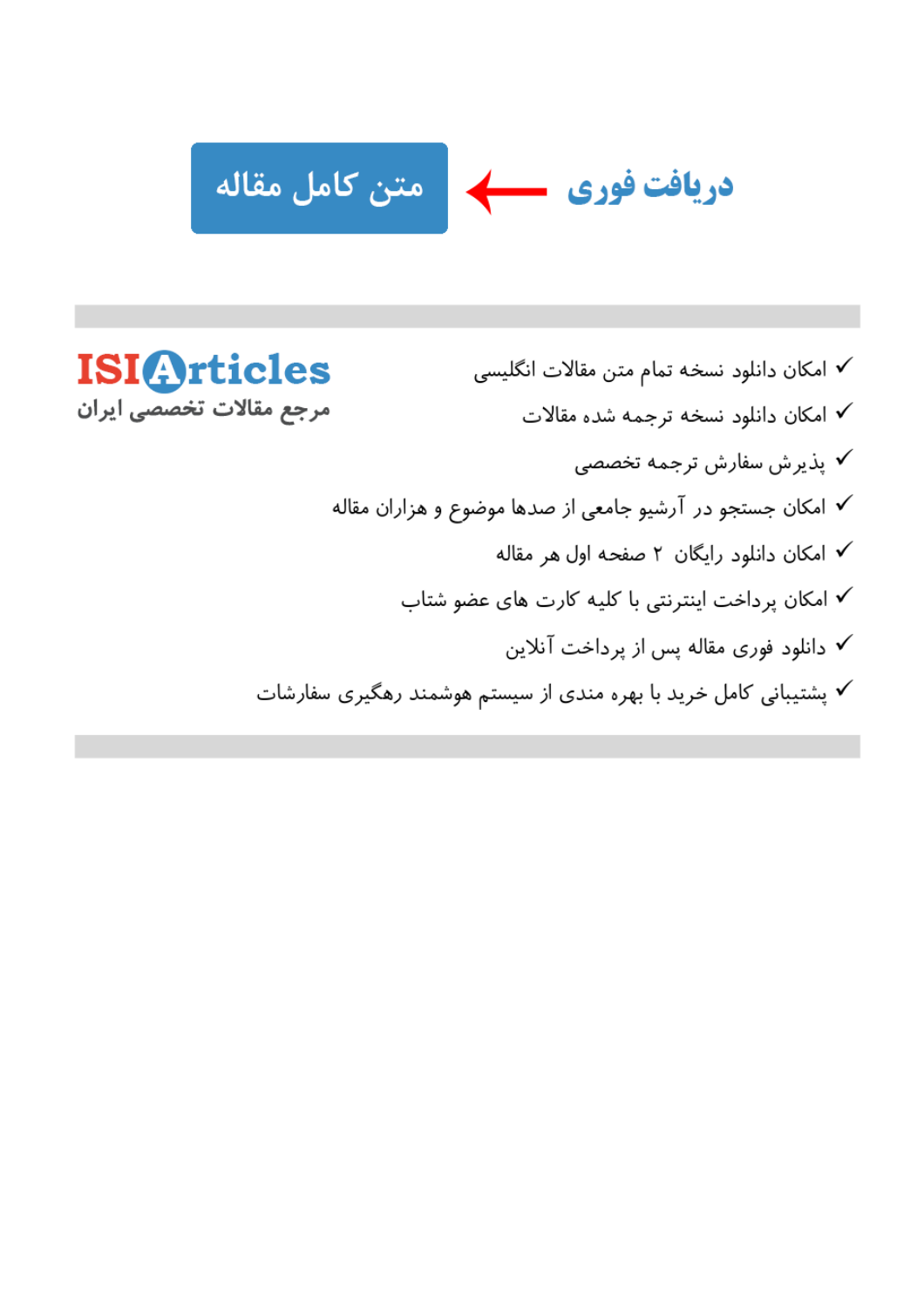دریافت فوری ← **متن کامل مقاله**

**ISIArticles**
مرجع مقالات تخصصی ایران

- ✓ امکان دانلود نسخه تمام متن مقالات انگلیسی
- ✓ امکان دانلود نسخه ترجمه شده مقالات
- ✓ پذیرش سفارش ترجمه تخصصی
- ✓ امکان جستجو در آرشیو جامعی از صدها موضوع و هزاران مقاله
- ✓ امکان دانلود رایگان ۲ صفحه اول هر مقاله
- ✓ امکان پرداخت اینترنتی با کلیه کارت های عضو شتاب
- ✓ دانلود فوری مقاله پس از پرداخت آنلاین
- ✓ پشتیبانی کامل خرید با بهره مندی از سیستم هوشمند رهگیری سفارشات